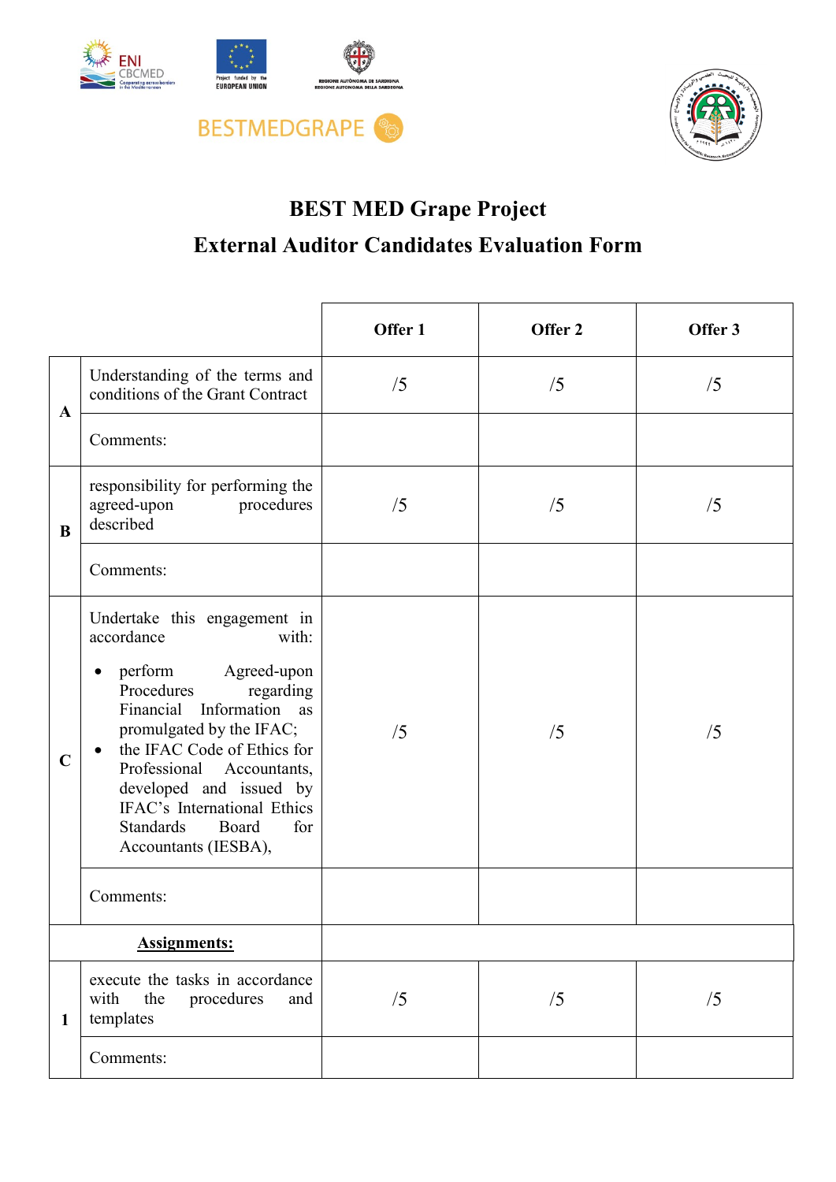BESTMEDGRAPE

# BEST MED Grape Project

# External Auditor Candidates Evaluation Form

| | | Offer 1 | Offer 2 | Offer 3 |
|---|---|---|---|---|
| A | Understanding of the terms and conditions of the Grant Contract | /5 | /5 | /5 |
| | Comments: | | | |
| B | responsibility for performing the agreed-upon procedures described | /5 | /5 | /5 |
| | Comments: | | | |
| C | Undertake this engagement in accordance with: <br>• perform Agreed-upon Procedures regarding Financial Information as promulgated by the IFAC; <br>• the IFAC Code of Ethics for Professional Accountants, developed and issued by IFAC's International Ethics Standards Board for Accountants (IESBA), | /5 | /5 | /5 |
| | Comments: | | | |
| **Assignments:** | | | | |
| 1 | execute the tasks in accordance with the procedures and templates | /5 | /5 | /5 |
| | Comments: | | | |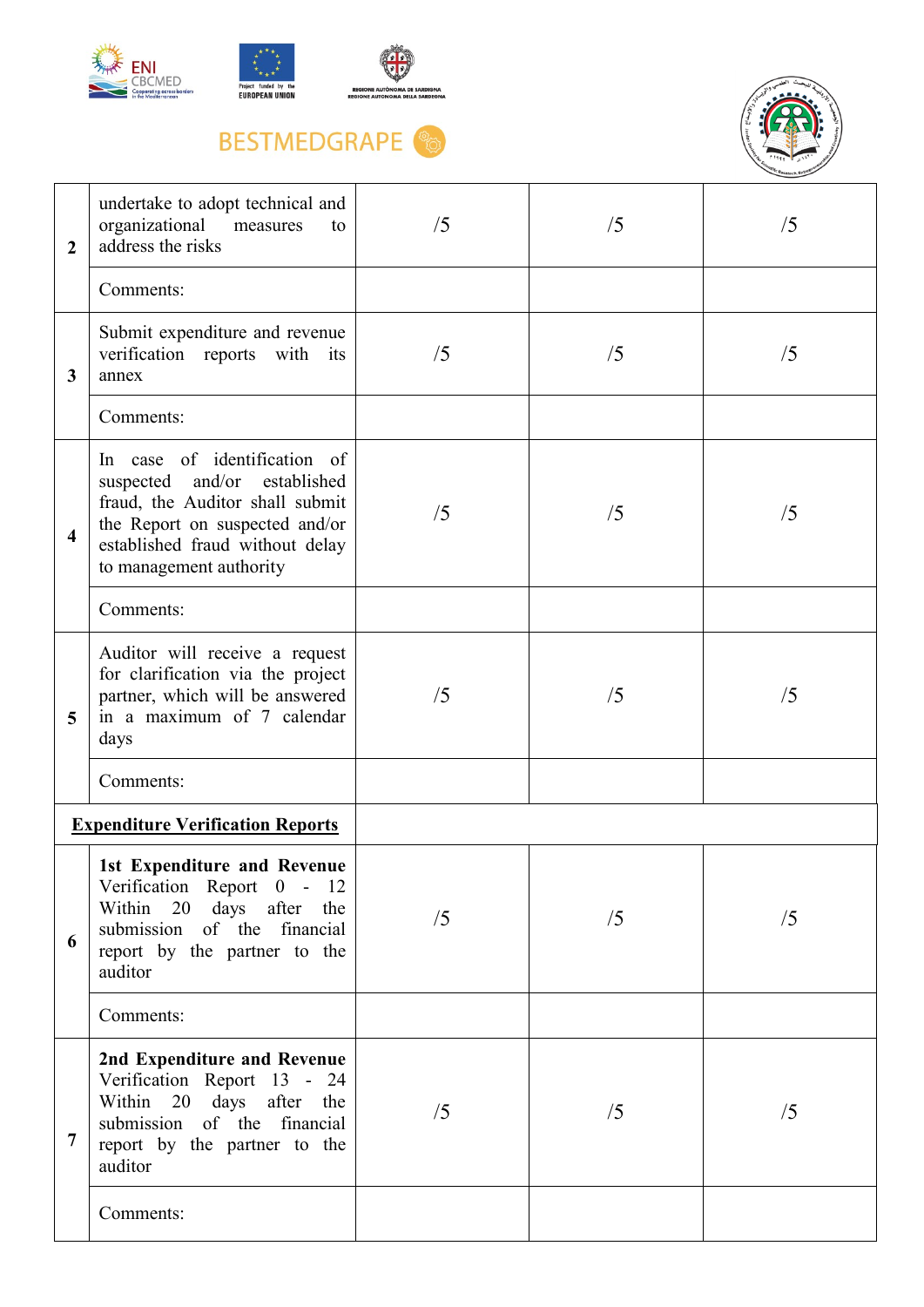| | | | | |
|---|---|---|---|---|
| 2 | undertake to adopt technical and organizational measures to address the risks | /5 | /5 | /5 |
| | Comments: | | | |
| 3 | Submit expenditure and revenue verification reports with its annex | /5 | /5 | /5 |
| | Comments: | | | |
| 4 | In case of identification of suspected and/or established fraud, the Auditor shall submit the Report on suspected and/or established fraud without delay to management authority | /5 | /5 | /5 |
| | Comments: | | | |
| 5 | Auditor will receive a request for clarification via the project partner, which will be answered in a maximum of 7 calendar days | /5 | /5 | /5 |
| | Comments: | | | |
| **<u>Expenditure Verification Reports</u>** | | | | |
| 6 | **1st Expenditure and Revenue** Verification Report 0 - 12 Within 20 days after the submission of the financial report by the partner to the auditor | /5 | /5 | /5 |
| | Comments: | | | |
| 7 | **2nd Expenditure and Revenue** Verification Report 13 - 24 Within 20 days after the submission of the financial report by the partner to the auditor | /5 | /5 | /5 |
| | Comments: | | | |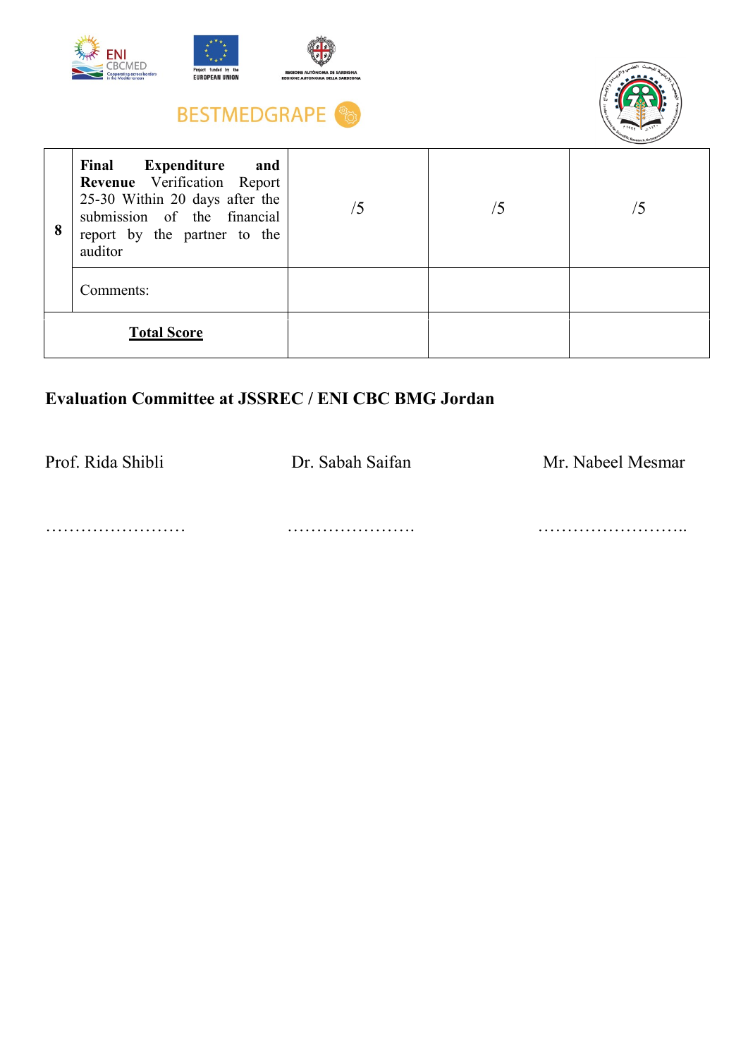| | | | | |
|---|---|---|---|---|
| **8** | **Final Expenditure and Revenue** Verification Report 25-30 Within 20 days after the submission of the financial report by the partner to the auditor | /5 | /5 | /5 |
| | Comments: | | | |
| **Total Score** | | | | |

## Evaluation Committee at JSSREC / ENI CBC BMG Jordan

Prof. Rida Shibli          Dr. Sabah Saifan          Mr. Nabeel Mesmar

……………………          ………………….          ……………………..